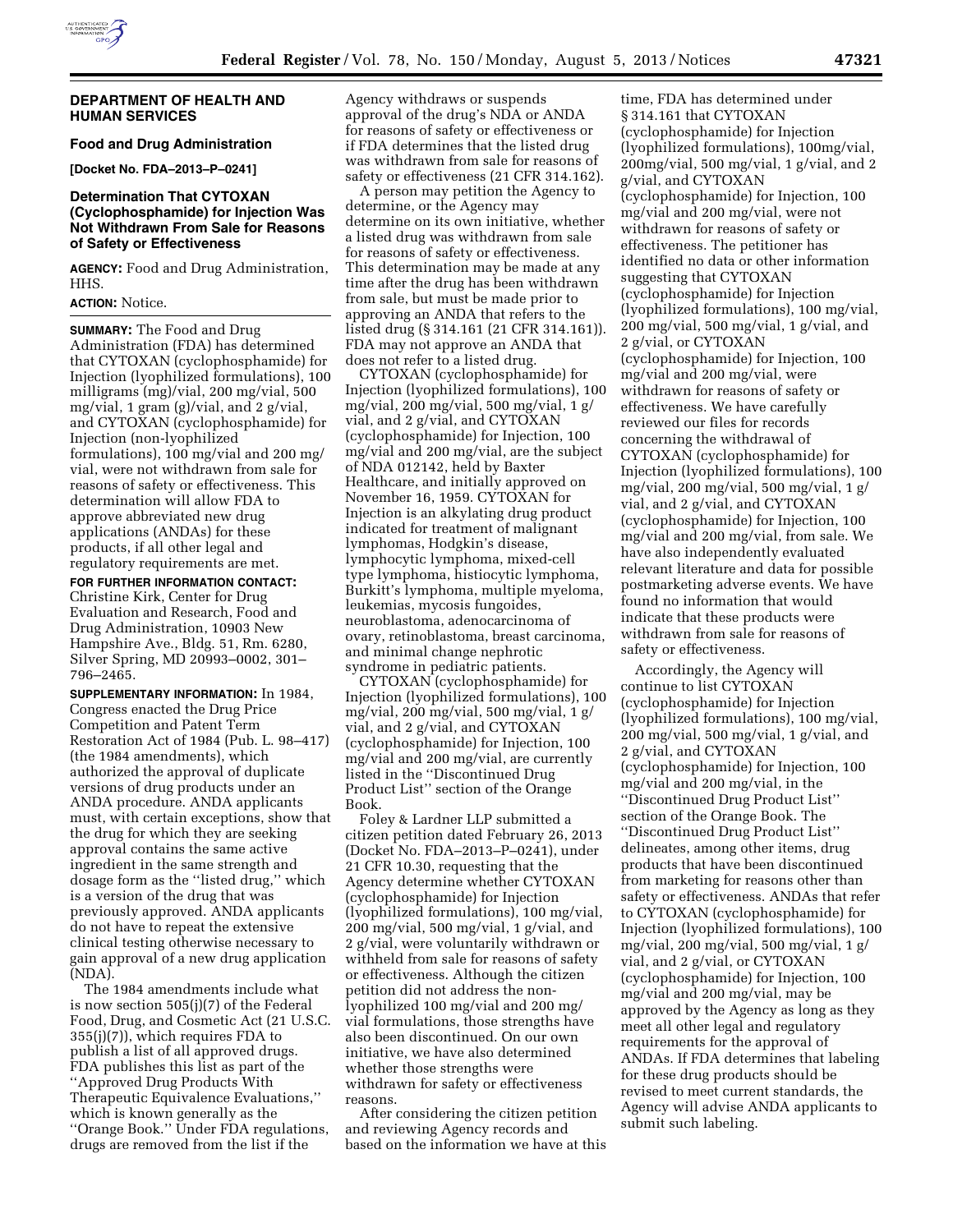## DEPARTMENT OF HEALTH AND HUMAN SERVICES

### Food and Drug Administration

**[Docket No. FDA–2013–P–0241]**

### Determination That CYTOXAN (Cyclophosphamide) for Injection Was Not Withdrawn From Sale for Reasons of Safety or Effectiveness

**AGENCY:** Food and Drug Administration, HHS.

**ACTION:** Notice.

**SUMMARY:** The Food and Drug Administration (FDA) has determined that CYTOXAN (cyclophosphamide) for Injection (lyophilized formulations), 100 milligrams (mg)/vial, 200 mg/vial, 500 mg/vial, 1 gram (g)/vial, and 2 g/vial, and CYTOXAN (cyclophosphamide) for Injection (non-lyophilized formulations), 100 mg/vial and 200 mg/vial, were not withdrawn from sale for reasons of safety or effectiveness. This determination will allow FDA to approve abbreviated new drug applications (ANDAs) for these products, if all other legal and regulatory requirements are met.

**FOR FURTHER INFORMATION CONTACT:** Christine Kirk, Center for Drug Evaluation and Research, Food and Drug Administration, 10903 New Hampshire Ave., Bldg. 51, Rm. 6280, Silver Spring, MD 20993–0002, 301–796–2465.

**SUPPLEMENTARY INFORMATION:** In 1984, Congress enacted the Drug Price Competition and Patent Term Restoration Act of 1984 (Pub. L. 98–417) (the 1984 amendments), which authorized the approval of duplicate versions of drug products under an ANDA procedure. ANDA applicants must, with certain exceptions, show that the drug for which they are seeking approval contains the same active ingredient in the same strength and dosage form as the ''listed drug,'' which is a version of the drug that was previously approved. ANDA applicants do not have to repeat the extensive clinical testing otherwise necessary to gain approval of a new drug application (NDA).

The 1984 amendments include what is now section 505(j)(7) of the Federal Food, Drug, and Cosmetic Act (21 U.S.C. 355(j)(7)), which requires FDA to publish a list of all approved drugs. FDA publishes this list as part of the ''Approved Drug Products With Therapeutic Equivalence Evaluations,'' which is known generally as the ''Orange Book.'' Under FDA regulations, drugs are removed from the list if the Agency withdraws or suspends approval of the drug's NDA or ANDA for reasons of safety or effectiveness or if FDA determines that the listed drug was withdrawn from sale for reasons of safety or effectiveness (21 CFR 314.162).

A person may petition the Agency to determine, or the Agency may determine on its own initiative, whether a listed drug was withdrawn from sale for reasons of safety or effectiveness. This determination may be made at any time after the drug has been withdrawn from sale, but must be made prior to approving an ANDA that refers to the listed drug (§ 314.161 (21 CFR 314.161)). FDA may not approve an ANDA that does not refer to a listed drug.

CYTOXAN (cyclophosphamide) for Injection (lyophilized formulations), 100 mg/vial, 200 mg/vial, 500 mg/vial, 1 g/vial, and 2 g/vial, and CYTOXAN (cyclophosphamide) for Injection, 100 mg/vial and 200 mg/vial, are the subject of NDA 012142, held by Baxter Healthcare, and initially approved on November 16, 1959. CYTOXAN for Injection is an alkylating drug product indicated for treatment of malignant lymphomas, Hodgkin's disease, lymphocytic lymphoma, mixed-cell type lymphoma, histiocytic lymphoma, Burkitt's lymphoma, multiple myeloma, leukemias, mycosis fungoides, neuroblastoma, adenocarcinoma of ovary, retinoblastoma, breast carcinoma, and minimal change nephrotic syndrome in pediatric patients.

CYTOXAN (cyclophosphamide) for Injection (lyophilized formulations), 100 mg/vial, 200 mg/vial, 500 mg/vial, 1 g/vial, and 2 g/vial, and CYTOXAN (cyclophosphamide) for Injection, 100 mg/vial and 200 mg/vial, are currently listed in the ''Discontinued Drug Product List'' section of the Orange Book.

Foley & Lardner LLP submitted a citizen petition dated February 26, 2013 (Docket No. FDA–2013–P–0241), under 21 CFR 10.30, requesting that the Agency determine whether CYTOXAN (cyclophosphamide) for Injection (lyophilized formulations), 100 mg/vial, 200 mg/vial, 500 mg/vial, 1 g/vial, and 2 g/vial, were voluntarily withdrawn or withheld from sale for reasons of safety or effectiveness. Although the citizen petition did not address the non-lyophilized 100 mg/vial and 200 mg/vial formulations, those strengths have also been discontinued. On our own initiative, we have also determined whether those strengths were withdrawn for safety or effectiveness reasons.

After considering the citizen petition and reviewing Agency records and based on the information we have at this time, FDA has determined under § 314.161 that CYTOXAN (cyclophosphamide) for Injection (lyophilized formulations), 100mg/vial, 200mg/vial, 500 mg/vial, 1 g/vial, and 2 g/vial, and CYTOXAN (cyclophosphamide) for Injection, 100 mg/vial and 200 mg/vial, were not withdrawn for reasons of safety or effectiveness. The petitioner has identified no data or other information suggesting that CYTOXAN (cyclophosphamide) for Injection (lyophilized formulations), 100 mg/vial, 200 mg/vial, 500 mg/vial, 1 g/vial, and 2 g/vial, or CYTOXAN (cyclophosphamide) for Injection, 100 mg/vial and 200 mg/vial, were withdrawn for reasons of safety or effectiveness. We have carefully reviewed our files for records concerning the withdrawal of CYTOXAN (cyclophosphamide) for Injection (lyophilized formulations), 100 mg/vial, 200 mg/vial, 500 mg/vial, 1 g/vial, and 2 g/vial, and CYTOXAN (cyclophosphamide) for Injection, 100 mg/vial and 200 mg/vial, from sale. We have also independently evaluated relevant literature and data for possible postmarketing adverse events. We have found no information that would indicate that these products were withdrawn from sale for reasons of safety or effectiveness.

Accordingly, the Agency will continue to list CYTOXAN (cyclophosphamide) for Injection (lyophilized formulations), 100 mg/vial, 200 mg/vial, 500 mg/vial, 1 g/vial, and 2 g/vial, and CYTOXAN (cyclophosphamide) for Injection, 100 mg/vial and 200 mg/vial, in the ''Discontinued Drug Product List'' section of the Orange Book. The ''Discontinued Drug Product List'' delineates, among other items, drug products that have been discontinued from marketing for reasons other than safety or effectiveness. ANDAs that refer to CYTOXAN (cyclophosphamide) for Injection (lyophilized formulations), 100 mg/vial, 200 mg/vial, 500 mg/vial, 1 g/vial, and 2 g/vial, or CYTOXAN (cyclophosphamide) for Injection, 100 mg/vial and 200 mg/vial, may be approved by the Agency as long as they meet all other legal and regulatory requirements for the approval of ANDAs. If FDA determines that labeling for these drug products should be revised to meet current standards, the Agency will advise ANDA applicants to submit such labeling.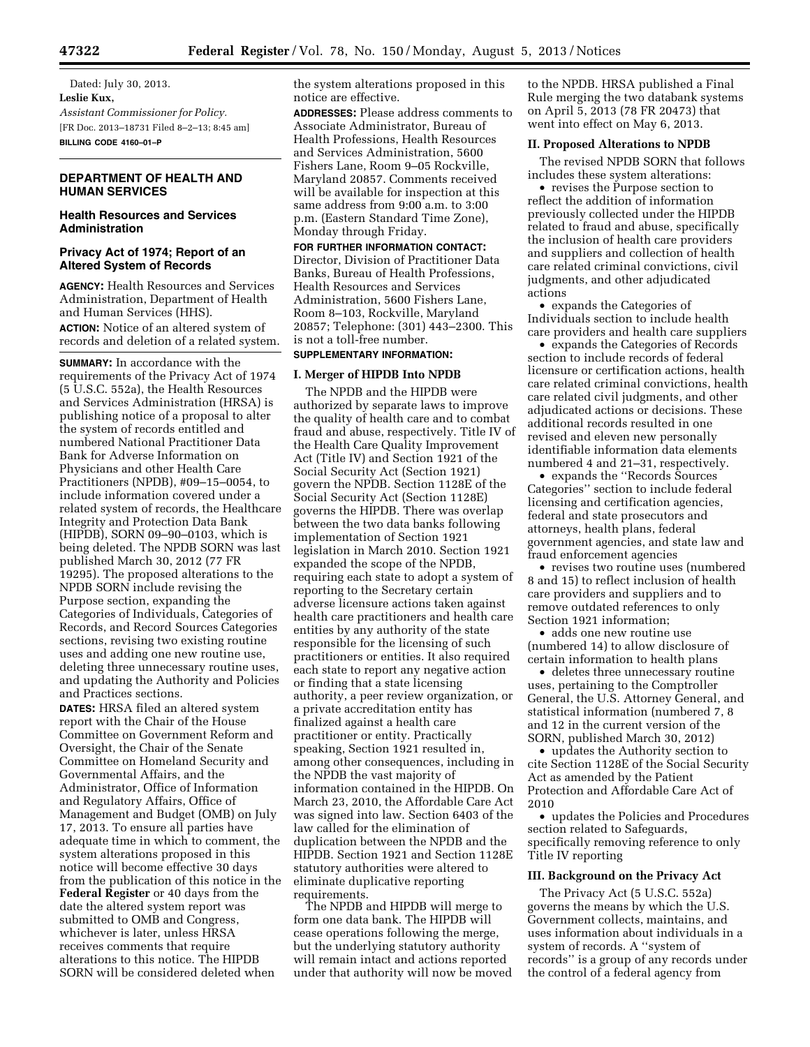Dated: July 30, 2013.

**Leslie Kux,**

*Assistant Commissioner for Policy.*

[FR Doc. 2013–18731 Filed 8–2–13; 8:45 am]

**BILLING CODE 4160–01–P**

## DEPARTMENT OF HEALTH AND HUMAN SERVICES

### Health Resources and Services Administration

### Privacy Act of 1974; Report of an Altered System of Records

**AGENCY:** Health Resources and Services Administration, Department of Health and Human Services (HHS).

**ACTION:** Notice of an altered system of records and deletion of a related system.

**SUMMARY:** In accordance with the requirements of the Privacy Act of 1974 (5 U.S.C. 552a), the Health Resources and Services Administration (HRSA) is publishing notice of a proposal to alter the system of records entitled and numbered National Practitioner Data Bank for Adverse Information on Physicians and other Health Care Practitioners (NPDB), #09–15–0054, to include information covered under a related system of records, the Healthcare Integrity and Protection Data Bank (HIPDB), SORN 09–90–0103, which is being deleted. The NPDB SORN was last published March 30, 2012 (77 FR 19295). The proposed alterations to the NPDB SORN include revising the Purpose section, expanding the Categories of Individuals, Categories of Records, and Record Sources Categories sections, revising two existing routine uses and adding one new routine use, deleting three unnecessary routine uses, and updating the Authority and Policies and Practices sections.

**DATES:** HRSA filed an altered system report with the Chair of the House Committee on Government Reform and Oversight, the Chair of the Senate Committee on Homeland Security and Governmental Affairs, and the Administrator, Office of Information and Regulatory Affairs, Office of Management and Budget (OMB) on July 17, 2013. To ensure all parties have adequate time in which to comment, the system alterations proposed in this notice will become effective 30 days from the publication of this notice in the **Federal Register** or 40 days from the date the altered system report was submitted to OMB and Congress, whichever is later, unless HRSA receives comments that require alterations to this notice. The HIPDB SORN will be considered deleted when the system alterations proposed in this notice are effective.

**ADDRESSES:** Please address comments to Associate Administrator, Bureau of Health Professions, Health Resources and Services Administration, 5600 Fishers Lane, Room 9–05 Rockville, Maryland 20857. Comments received will be available for inspection at this same address from 9:00 a.m. to 3:00 p.m. (Eastern Standard Time Zone), Monday through Friday.

**FOR FURTHER INFORMATION CONTACT:** Director, Division of Practitioner Data Banks, Bureau of Health Professions, Health Resources and Services Administration, 5600 Fishers Lane, Room 8–103, Rockville, Maryland 20857; Telephone: (301) 443–2300. This is not a toll-free number.

**SUPPLEMENTARY INFORMATION:**

### I. Merger of HIPDB Into NPDB

The NPDB and the HIPDB were authorized by separate laws to improve the quality of health care and to combat fraud and abuse, respectively. Title IV of the Health Care Quality Improvement Act (Title IV) and Section 1921 of the Social Security Act (Section 1921) govern the NPDB. Section 1128E of the Social Security Act (Section 1128E) governs the HIPDB. There was overlap between the two data banks following implementation of Section 1921 legislation in March 2010. Section 1921 expanded the scope of the NPDB, requiring each state to adopt a system of reporting to the Secretary certain adverse licensure actions taken against health care practitioners and health care entities by any authority of the state responsible for the licensing of such practitioners or entities. It also required each state to report any negative action or finding that a state licensing authority, a peer review organization, or a private accreditation entity has finalized against a health care practitioner or entity. Practically speaking, Section 1921 resulted in, among other consequences, including in the NPDB the vast majority of information contained in the HIPDB. On March 23, 2010, the Affordable Care Act was signed into law. Section 6403 of the law called for the elimination of duplication between the NPDB and the HIPDB. Section 1921 and Section 1128E statutory authorities were altered to eliminate duplicative reporting requirements.

The NPDB and HIPDB will merge to form one data bank. The HIPDB will cease operations following the merge, but the underlying statutory authority will remain intact and actions reported under that authority will now be moved to the NPDB. HRSA published a Final Rule merging the two databank systems on April 5, 2013 (78 FR 20473) that went into effect on May 6, 2013.

### II. Proposed Alterations to NPDB

The revised NPDB SORN that follows includes these system alterations:

- revises the Purpose section to reflect the addition of information previously collected under the HIPDB related to fraud and abuse, specifically the inclusion of health care providers and suppliers and collection of health care related criminal convictions, civil judgments, and other adjudicated actions
- expands the Categories of Individuals section to include health care providers and health care suppliers
- expands the Categories of Records section to include records of federal licensure or certification actions, health care related criminal convictions, health care related civil judgments, and other adjudicated actions or decisions. These additional records resulted in one revised and eleven new personally identifiable information data elements numbered 4 and 21–31, respectively.
- expands the "Records Sources Categories" section to include federal licensing and certification agencies, federal and state prosecutors and attorneys, health plans, federal government agencies, and state law and fraud enforcement agencies
- revises two routine uses (numbered 8 and 15) to reflect inclusion of health care providers and suppliers and to remove outdated references to only Section 1921 information;
- adds one new routine use (numbered 14) to allow disclosure of certain information to health plans
- deletes three unnecessary routine uses, pertaining to the Comptroller General, the U.S. Attorney General, and statistical information (numbered 7, 8 and 12 in the current version of the SORN, published March 30, 2012)
- updates the Authority section to cite Section 1128E of the Social Security Act as amended by the Patient Protection and Affordable Care Act of 2010
- updates the Policies and Procedures section related to Safeguards, specifically removing reference to only Title IV reporting

### III. Background on the Privacy Act

The Privacy Act (5 U.S.C. 552a) governs the means by which the U.S. Government collects, maintains, and uses information about individuals in a system of records. A "system of records" is a group of any records under the control of a federal agency from